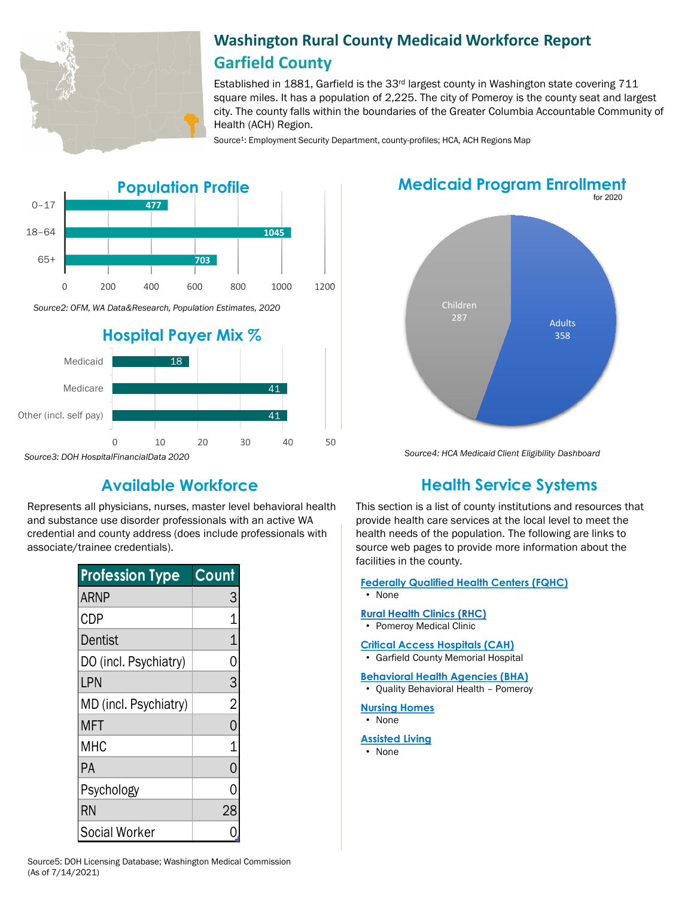# Washington Rural County Medicaid Workforce Report

## Garfield County

Established in 1881, Garfield is the 33rd largest county in Washington state covering 711 square miles. It has a population of 2,225. The city of Pomeroy is the county seat and largest city. The county falls within the boundaries of the Greater Columbia Accountable Community of Health (ACH) Region.

Source[1]: Employment Security Department, county-profiles; HCA, ACH Regions Map

## Population Profile

| Age Group | Population |
|---|---|
| 0–17 | 477 |
| 18–64 | 1045 |
| 65+ | 703 |

*Source2: OFM, WA Data&Research, Population Estimates, 2020*

## Hospital Payer Mix %

| Payer | % |
|---|---|
| Medicaid | 18 |
| Medicare | 41 |
| Other (incl. self pay) | 41 |

*Source3: DOH HospitalFinancialData 2020*

## Medicaid Program Enrollment

for 2020

| Group | Enrollment |
|---|---|
| Children | 287 |
| Adults | 358 |

*Source4: HCA Medicaid Client Eligibility Dashboard*

## Available Workforce

Represents all physicians, nurses, master level behavioral health and substance use disorder professionals with an active WA credential and county address (does include professionals with associate/trainee credentials).

| Profession Type | Count |
|---|---|
| ARNP | 3 |
| CDP | 1 |
| Dentist | 1 |
| DO (incl. Psychiatry) | 0 |
| LPN | 3 |
| MD (incl. Psychiatry) | 2 |
| MFT | 0 |
| MHC | 1 |
| PA | 0 |
| Psychology | 0 |
| RN | 28 |
| Social Worker | 0 |

Source5: DOH Licensing Database; Washington Medical Commission
(As of 7/14/2021)

## Health Service Systems

This section is a list of county institutions and resources that provide health care services at the local level to meet the health needs of the population. The following are links to source web pages to provide more information about the facilities in the county.

**Federally Qualified Health Centers (FQHC)**
- None

**Rural Health Clinics (RHC)**
- Pomeroy Medical Clinic

**Critical Access Hospitals (CAH)**
- Garfield County Memorial Hospital

**Behavioral Health Agencies (BHA)**
- Quality Behavioral Health – Pomeroy

**Nursing Homes**
- None

**Assisted Living**
- None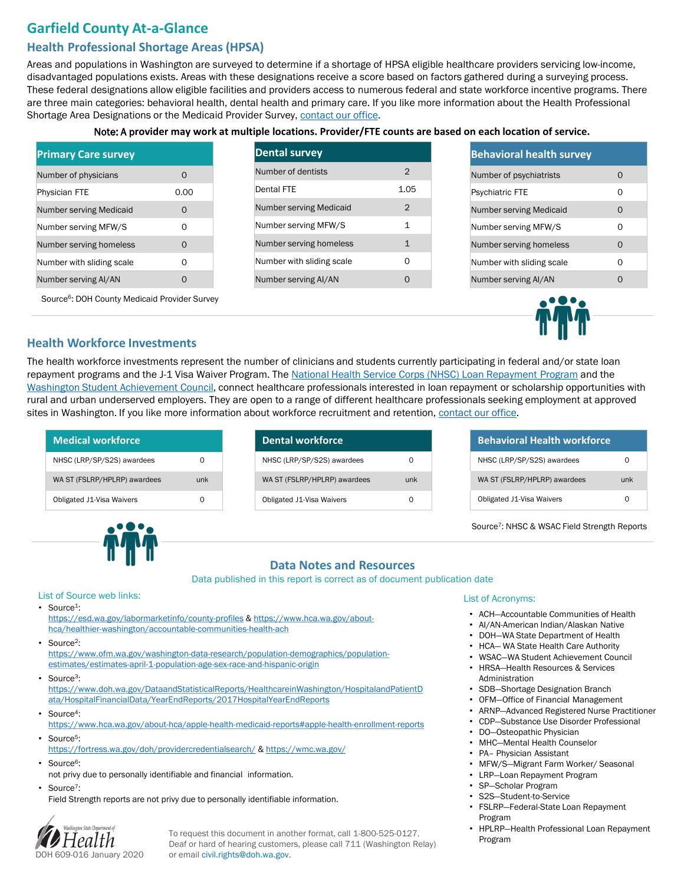# Garfield County At-a-Glance

## Health Professional Shortage Areas (HPSA)

Areas and populations in Washington are surveyed to determine if a shortage of HPSA eligible healthcare providers servicing low-income, disadvantaged populations exists. Areas with these designations receive a score based on factors gathered during a surveying process. These federal designations allow eligible facilities and providers access to numerous federal and state workforce incentive programs. There are three main categories: behavioral health, dental health and primary care. If you like more information about the Health Professional Shortage Area Designations or the Medicaid Provider Survey, contact our office.

**Note: A provider may work at multiple locations. Provider/FTE counts are based on each location of service.**

| Primary Care survey | |
|---|---|
| Number of physicians | 0 |
| Physician FTE | 0.00 |
| Number serving Medicaid | 0 |
| Number serving MFW/S | 0 |
| Number serving homeless | 0 |
| Number with sliding scale | 0 |
| Number serving AI/AN | 0 |

| Dental survey | |
|---|---|
| Number of dentists | 2 |
| Dental FTE | 1.05 |
| Number serving Medicaid | 2 |
| Number serving MFW/S | 1 |
| Number serving homeless | 1 |
| Number with sliding scale | 0 |
| Number serving AI/AN | 0 |

| Behavioral health survey | |
|---|---|
| Number of psychiatrists | 0 |
| Psychiatric FTE | 0 |
| Number serving Medicaid | 0 |
| Number serving MFW/S | 0 |
| Number serving homeless | 0 |
| Number with sliding scale | 0 |
| Number serving AI/AN | 0 |

Source[6]: DOH County Medicaid Provider Survey

## Health Workforce Investments

The health workforce investments represent the number of clinicians and students currently participating in federal and/or state loan repayment programs and the J-1 Visa Waiver Program. The National Health Service Corps (NHSC) Loan Repayment Program and the Washington Student Achievement Council, connect healthcare professionals interested in loan repayment or scholarship opportunities with rural and urban underserved employers. They are open to a range of different healthcare professionals seeking employment at approved sites in Washington. If you like more information about workforce recruitment and retention, contact our office.

| Medical workforce | |
|---|---|
| NHSC (LRP/SP/S2S) awardees | 0 |
| WA ST (FSLRP/HPLRP) awardees | unk |
| Obligated J1-Visa Waivers | 0 |

| Dental workforce | |
|---|---|
| NHSC (LRP/SP/S2S) awardees | 0 |
| WA ST (FSLRP/HPLRP) awardees | unk |
| Obligated J1-Visa Waivers | 0 |

| Behavioral Health workforce | |
|---|---|
| NHSC (LRP/SP/S2S) awardees | 0 |
| WA ST (FSLRP/HPLRP) awardees | unk |
| Obligated J1-Visa Waivers | 0 |

Source[7]: NHSC & WSAC Field Strength Reports

## Data Notes and Resources

Data published in this report is correct as of document publication date

### List of Source web links:

- Source[1]: https://esd.wa.gov/labormarketinfo/county-profiles & https://www.hca.wa.gov/about-hca/healthier-washington/accountable-communities-health-ach
- Source[2]: https://www.ofm.wa.gov/washington-data-research/population-demographics/population-estimates/estimates-april-1-population-age-sex-race-and-hispanic-origin
- Source[3]: https://www.doh.wa.gov/DataandStatisticalReports/HealthcareinWashington/HospitalandPatientData/HospitalFinancialData/YearEndReports/2017HospitalYearEndReports
- Source[4]: https://www.hca.wa.gov/about-hca/apple-health-medicaid-reports#apple-health-enrollment-reports
- Source[5]: https://fortress.wa.gov/doh/providercredentialsearch/ & https://wmc.wa.gov/
- Source[6]: not privy due to personally identifiable and financial information.
- Source[7]: Field Strength reports are not privy due to personally identifiable information.

### List of Acronyms:

- ACH—Accountable Communities of Health
- AI/AN-American Indian/Alaskan Native
- DOH—WA State Department of Health
- HCA— WA State Health Care Authority
- WSAC—WA Student Achievement Council
- HRSA—Health Resources & Services Administration
- SDB—Shortage Designation Branch
- OFM—Office of Financial Management
- ARNP—Advanced Registered Nurse Practitioner
- CDP—Substance Use Disorder Professional
- DO—Osteopathic Physician
- MHC—Mental Health Counselor
- PA– Physician Assistant
- MFW/S—Migrant Farm Worker/ Seasonal
- LRP—Loan Repayment Program
- SP—Scholar Program
- S2S—Student-to-Service
- FSLRP—Federal-State Loan Repayment Program
- HPLRP—Health Professional Loan Repayment Program

Washington State Department of Health

DOH 609-016 January 2020

To request this document in another format, call 1-800-525-0127. Deaf or hard of hearing customers, please call 711 (Washington Relay) or email civil.rights@doh.wa.gov.